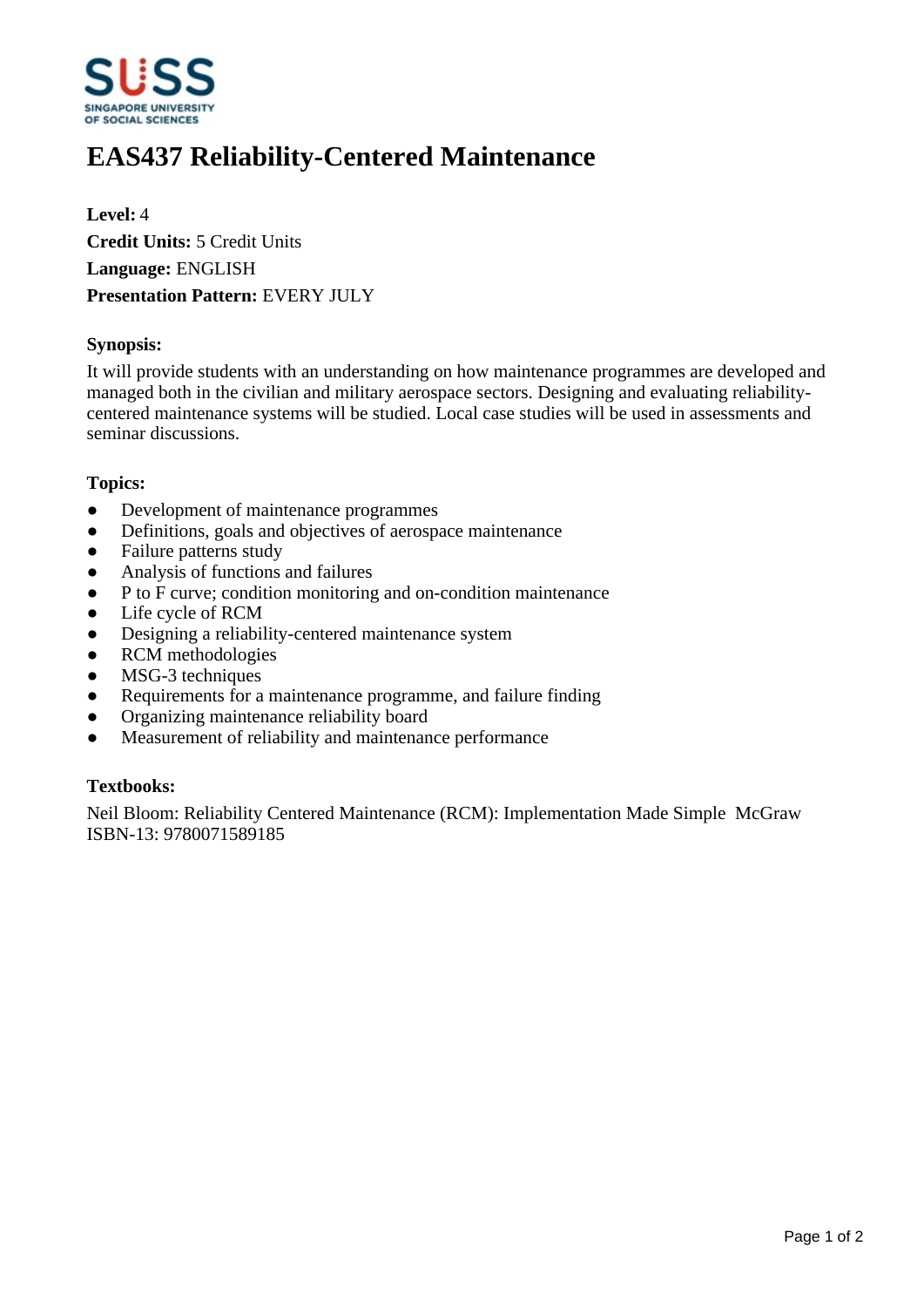# EAS437 Reliability-Centered Maintenance

**Level:** 4
**Credit Units:** 5 Credit Units
**Language:** ENGLISH
**Presentation Pattern:** EVERY JULY

### Synopsis:

It will provide students with an understanding on how maintenance programmes are developed and managed both in the civilian and military aerospace sectors. Designing and evaluating reliability-centered maintenance systems will be studied. Local case studies will be used in assessments and seminar discussions.

### Topics:

- Development of maintenance programmes
- Definitions, goals and objectives of aerospace maintenance
- Failure patterns study
- Analysis of functions and failures
- P to F curve; condition monitoring and on-condition maintenance
- Life cycle of RCM
- Designing a reliability-centered maintenance system
- RCM methodologies
- MSG-3 techniques
- Requirements for a maintenance programme, and failure finding
- Organizing maintenance reliability board
- Measurement of reliability and maintenance performance

### Textbooks:

Neil Bloom: Reliability Centered Maintenance (RCM): Implementation Made Simple McGraw
ISBN-13: 9780071589185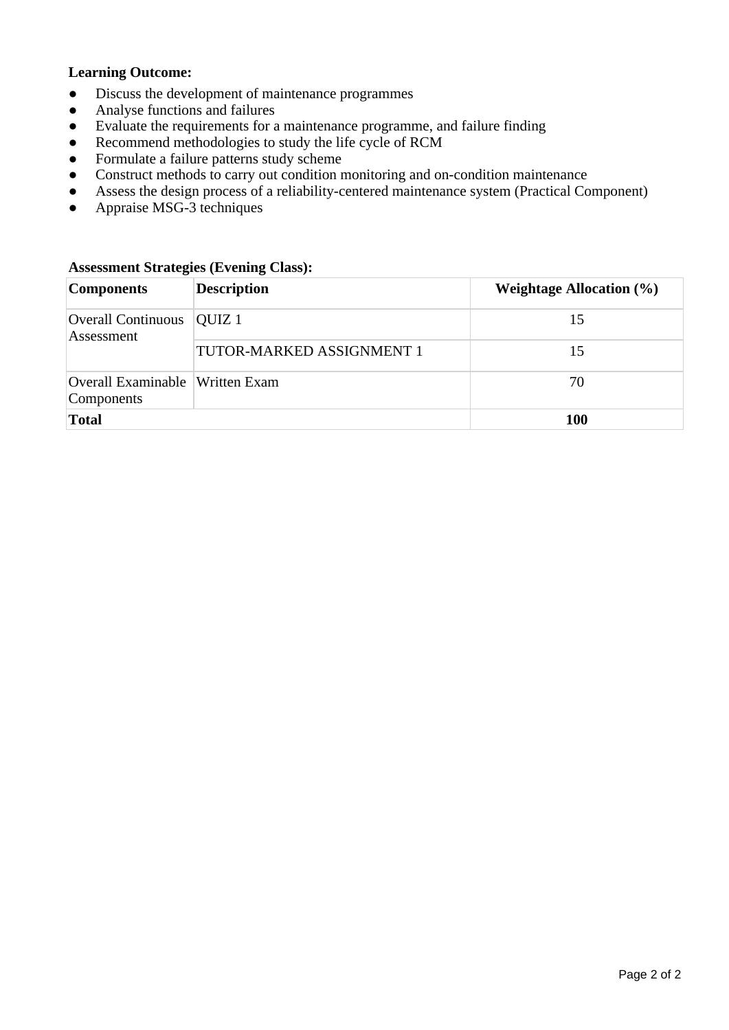**Learning Outcome:**

- Discuss the development of maintenance programmes
- Analyse functions and failures
- Evaluate the requirements for a maintenance programme, and failure finding
- Recommend methodologies to study the life cycle of RCM
- Formulate a failure patterns study scheme
- Construct methods to carry out condition monitoring and on-condition maintenance
- Assess the design process of a reliability-centered maintenance system (Practical Component)
- Appraise MSG-3 techniques

**Assessment Strategies (Evening Class):**

| Components | Description | Weightage Allocation (%) |
|---|---|---|
| Overall Continuous Assessment | QUIZ 1 | 15 |
| | TUTOR-MARKED ASSIGNMENT 1 | 15 |
| Overall Examinable Components | Written Exam | 70 |
| **Total** | | **100** |